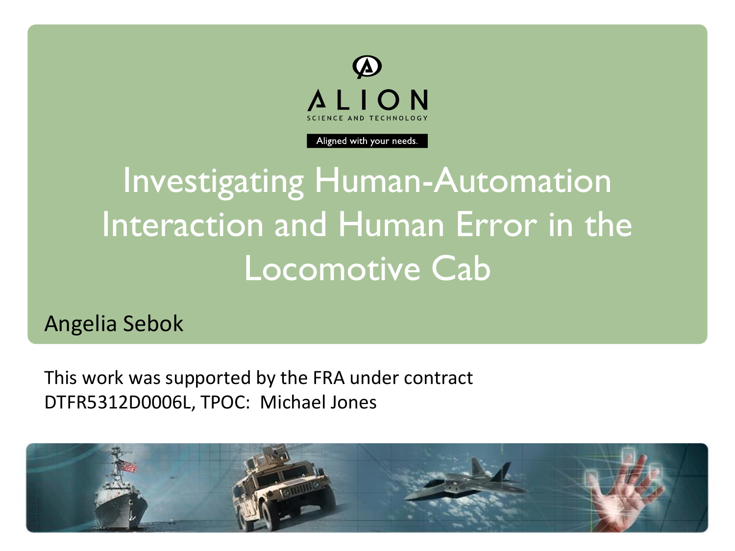ALION

SCIENCE AND TECHNOLOGY

Aligned with your needs.

# Investigating Human-Automation Interaction and Human Error in the Locomotive Cab

Angelia Sebok

This work was supported by the FRA under contract DTFR5312D0006L, TPOC: Michael Jones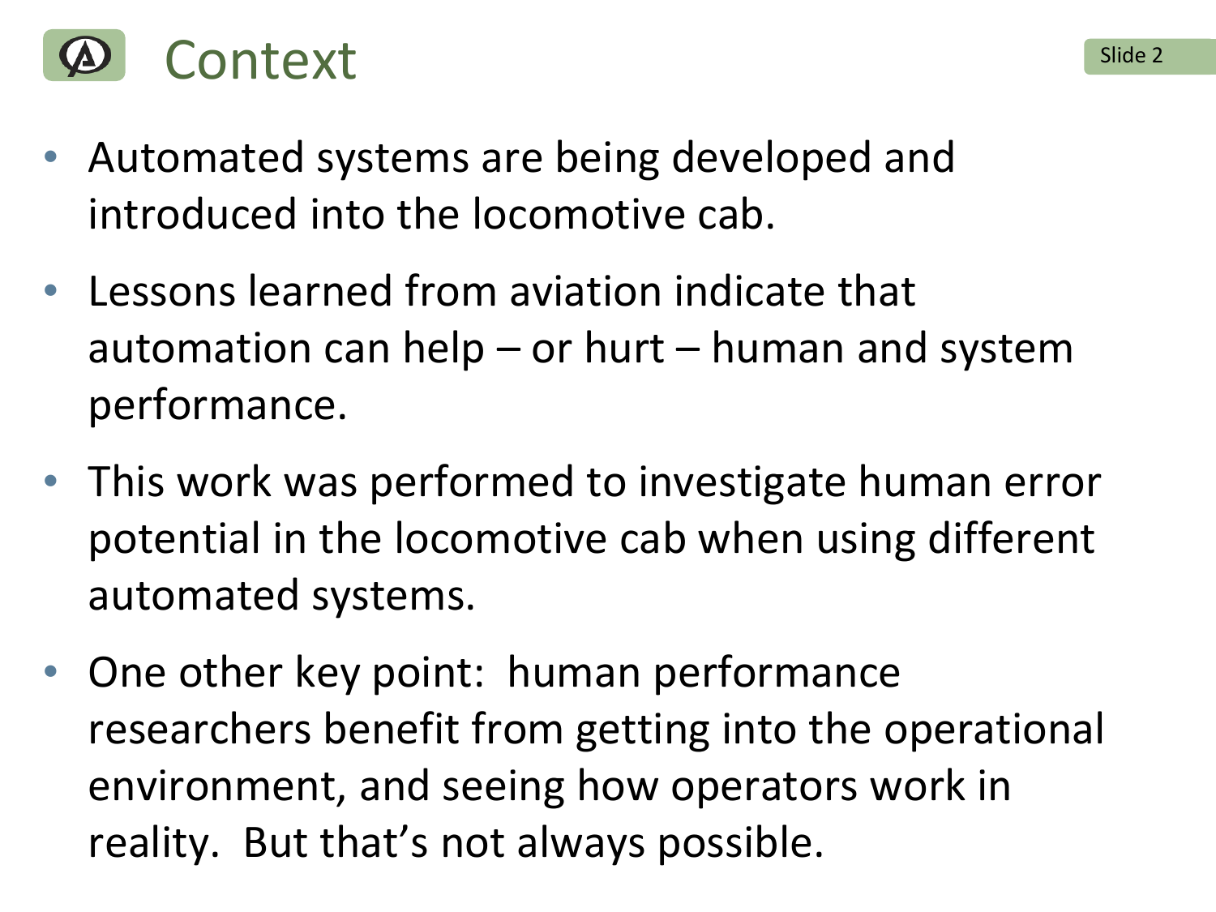# Context

- Automated systems are being developed and introduced into the locomotive cab.
- Lessons learned from aviation indicate that automation can help – or hurt – human and system performance.
- This work was performed to investigate human error potential in the locomotive cab when using different automated systems.
- One other key point: human performance researchers benefit from getting into the operational environment, and seeing how operators work in reality. But that's not always possible.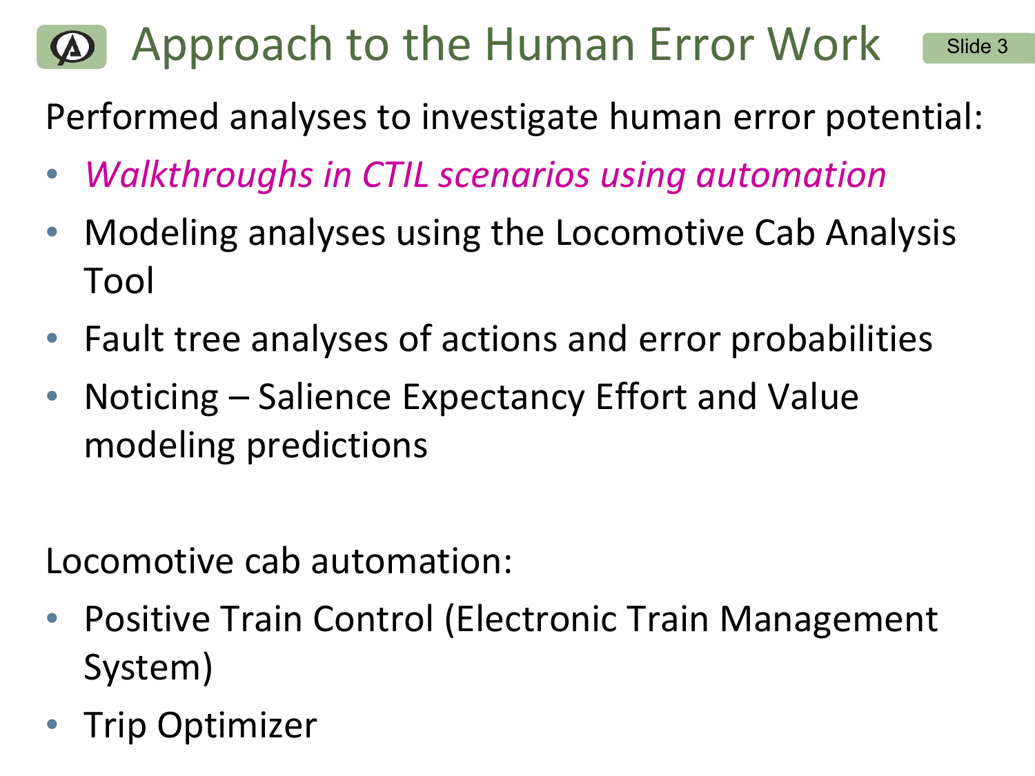# Approach to the Human Error Work

Performed analyses to investigate human error potential:

- *Walkthroughs in CTIL scenarios using automation*
- Modeling analyses using the Locomotive Cab Analysis Tool
- Fault tree analyses of actions and error probabilities
- Noticing – Salience Expectancy Effort and Value modeling predictions

Locomotive cab automation:

- Positive Train Control (Electronic Train Management System)
- Trip Optimizer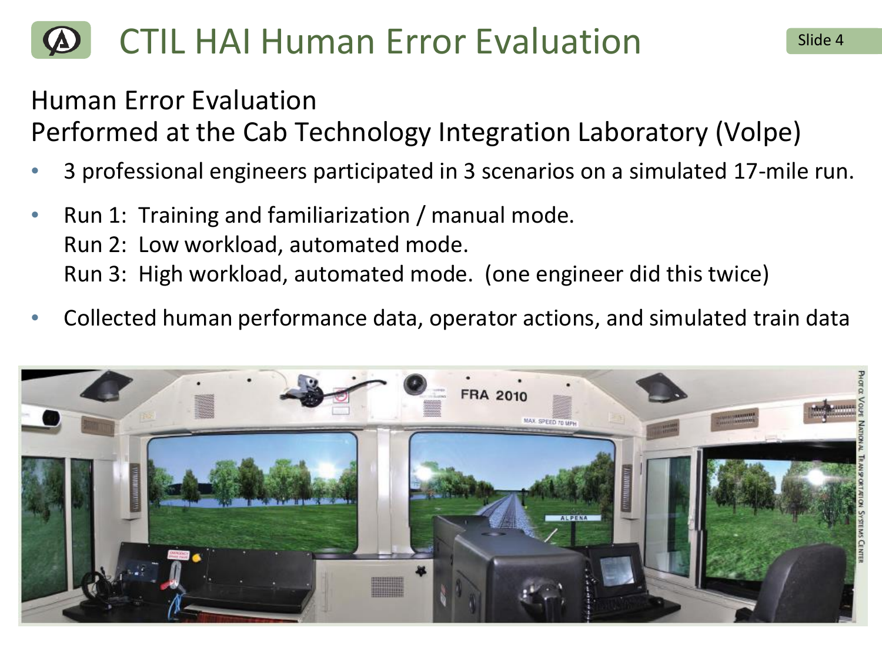# CTIL HAI Human Error Evaluation

## Human Error Evaluation
## Performed at the Cab Technology Integration Laboratory (Volpe)

- 3 professional engineers participated in 3 scenarios on a simulated 17-mile run.
- Run 1: Training and familiarization / manual mode.
  Run 2: Low workload, automated mode.
  Run 3: High workload, automated mode. (one engineer did this twice)
- Collected human performance data, operator actions, and simulated train data

Photo: Volpe National Transportation Systems Center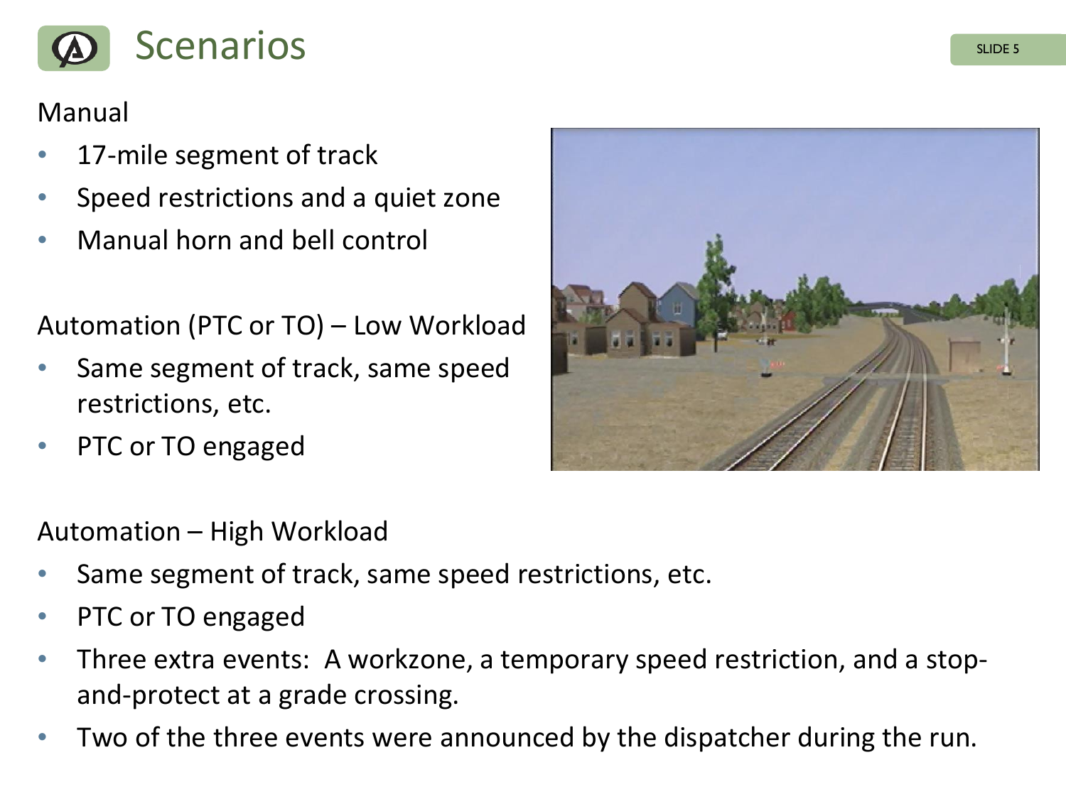# Scenarios

Manual

- 17-mile segment of track
- Speed restrictions and a quiet zone
- Manual horn and bell control

Automation (PTC or TO) – Low Workload

- Same segment of track, same speed restrictions, etc.
- PTC or TO engaged

Automation – High Workload

- Same segment of track, same speed restrictions, etc.
- PTC or TO engaged
- Three extra events: A workzone, a temporary speed restriction, and a stop-and-protect at a grade crossing.
- Two of the three events were announced by the dispatcher during the run.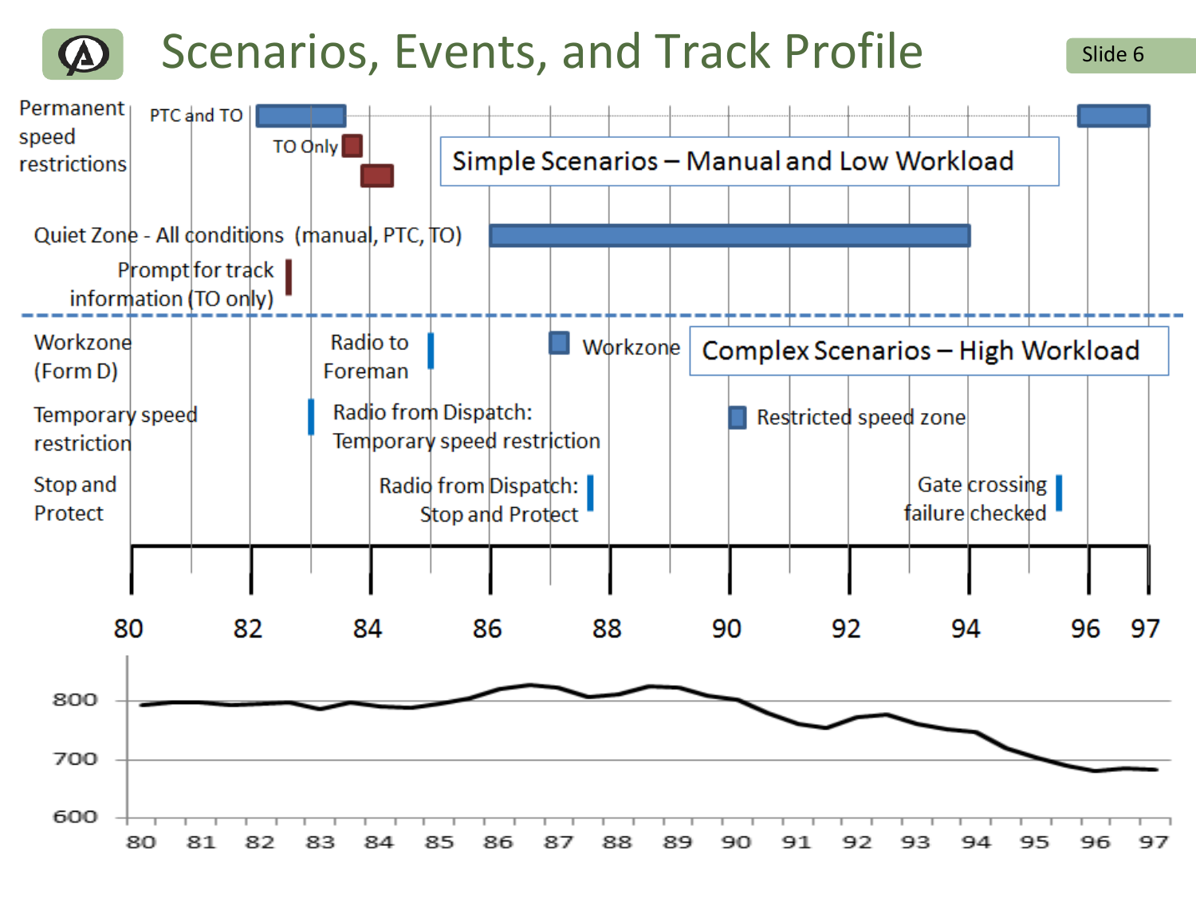# Scenarios, Events, and Track Profile

Permanent speed restrictions

PTC and TO

TO Only

Simple Scenarios – Manual and Low Workload

Quiet Zone - All conditions (manual, PTC, TO)

Prompt for track information (TO only)

Workzone (Form D)

Radio to Foreman

Workzone

Complex Scenarios – High Workload

Temporary speed restriction

Radio from Dispatch: Temporary speed restriction

Restricted speed zone

Stop and Protect

Radio from Dispatch: Stop and Protect

Gate crossing failure checked

80 82 84 86 88 90 92 94 96 97

800

700

600

80 81 82 83 84 85 86 87 88 89 90 91 92 93 94 95 96 97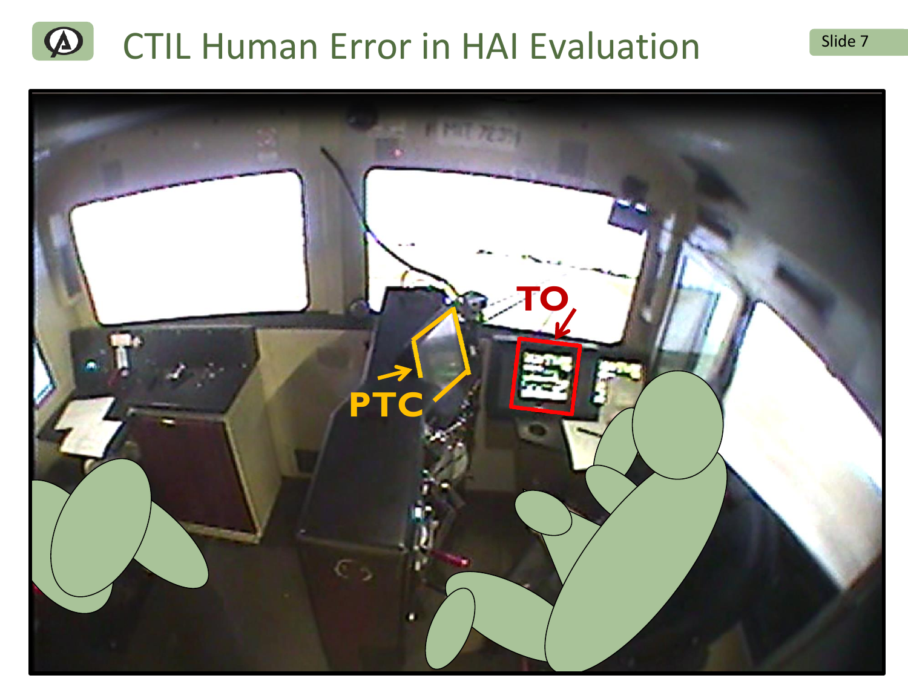# CTIL Human Error in HAI Evaluation

TO

PTC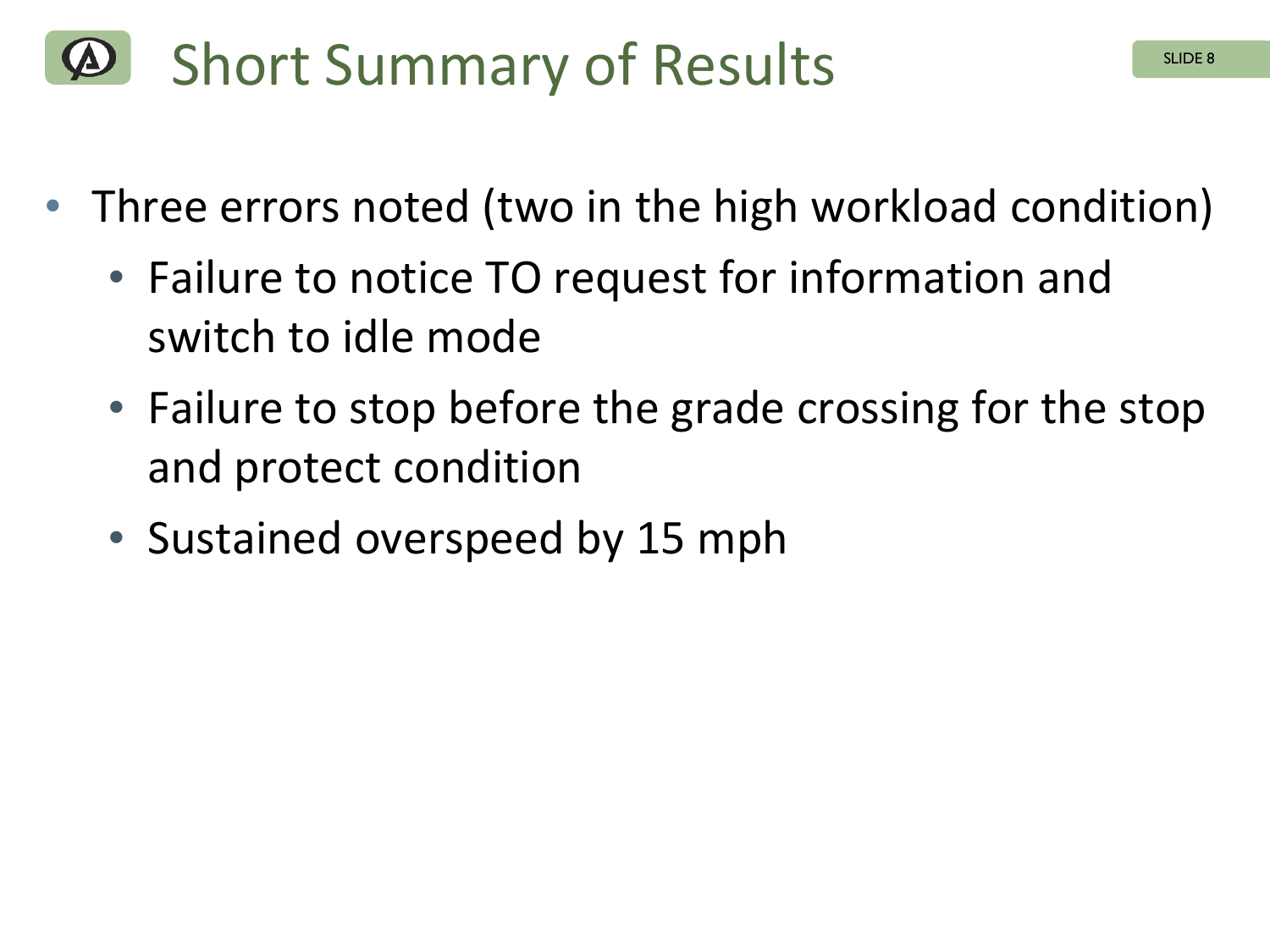# Short Summary of Results

- Three errors noted (two in the high workload condition)
  - Failure to notice TO request for information and switch to idle mode
  - Failure to stop before the grade crossing for the stop and protect condition
  - Sustained overspeed by 15 mph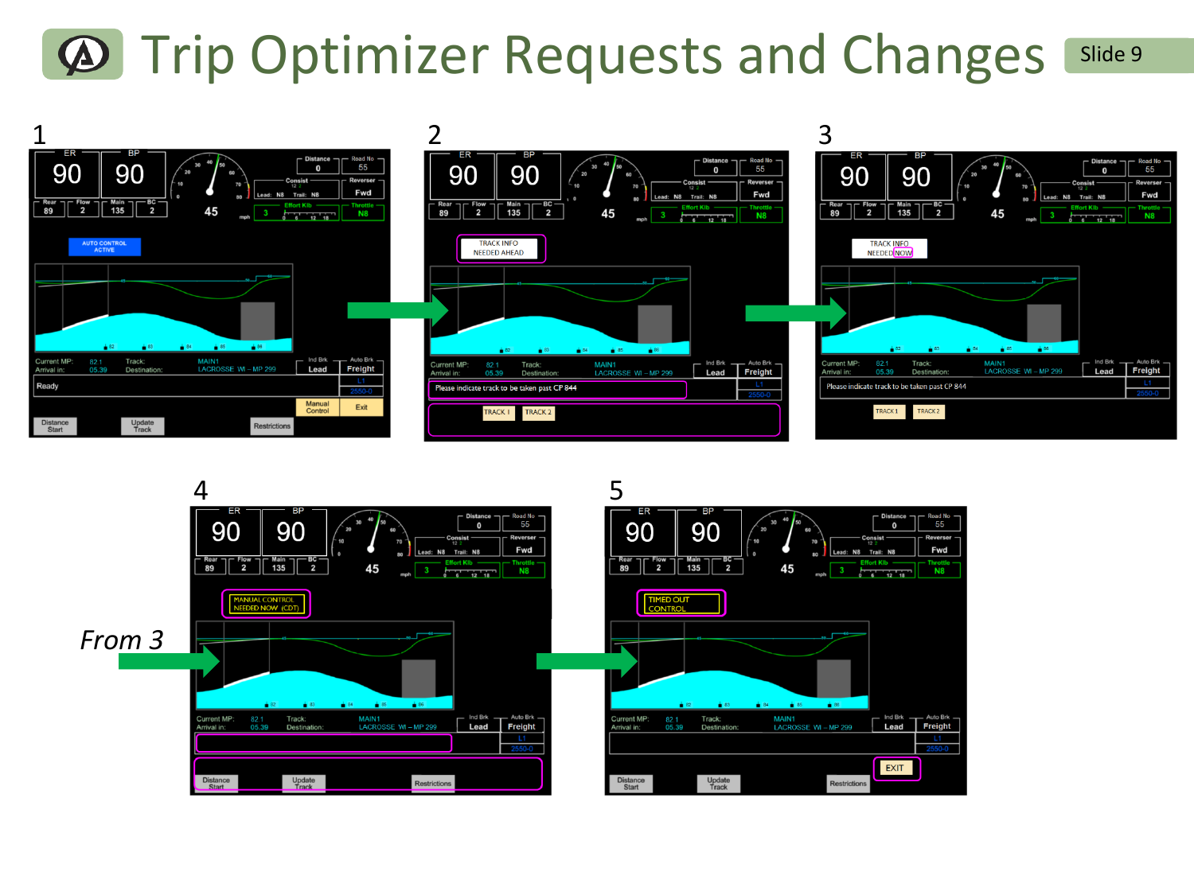# Trip Optimizer Requests and Changes

Slide 9

1

ER 90 BP 90

Rear 89 Flow 2 Main 135 BC 2

45 mph

Distance 0 Road No 55

Consist Lead: N8 Trail: N8

Reverser Fwd

Effort Klb 3

Throttle N8

AUTO CONTROL ACTIVE

Current MP: 82.1 Arrival in: 05.39 Track: Destination: MAIN1 LACROSSE WI – MP 299

Ind Brk Lead Auto Brk Freight

L1 2550-0

Ready

Manual Control Exit

Distance Start Update Track Restrictions

2

TRACK INFO NEEDED AHEAD

Please indicate track to be taken past CP 844

TRACK 1 TRACK 2

3

TRACK INFO NEEDED NOW

Please indicate track to be taken past CP 844

TRACK 1 TRACK 2

4

*From 3*

MANUAL CONTROL NEEDED NOW (CDT)

Distance Start Update Track Restrictions

5

TIMED OUT CONTROL

EXIT

Distance Start Update Track Restrictions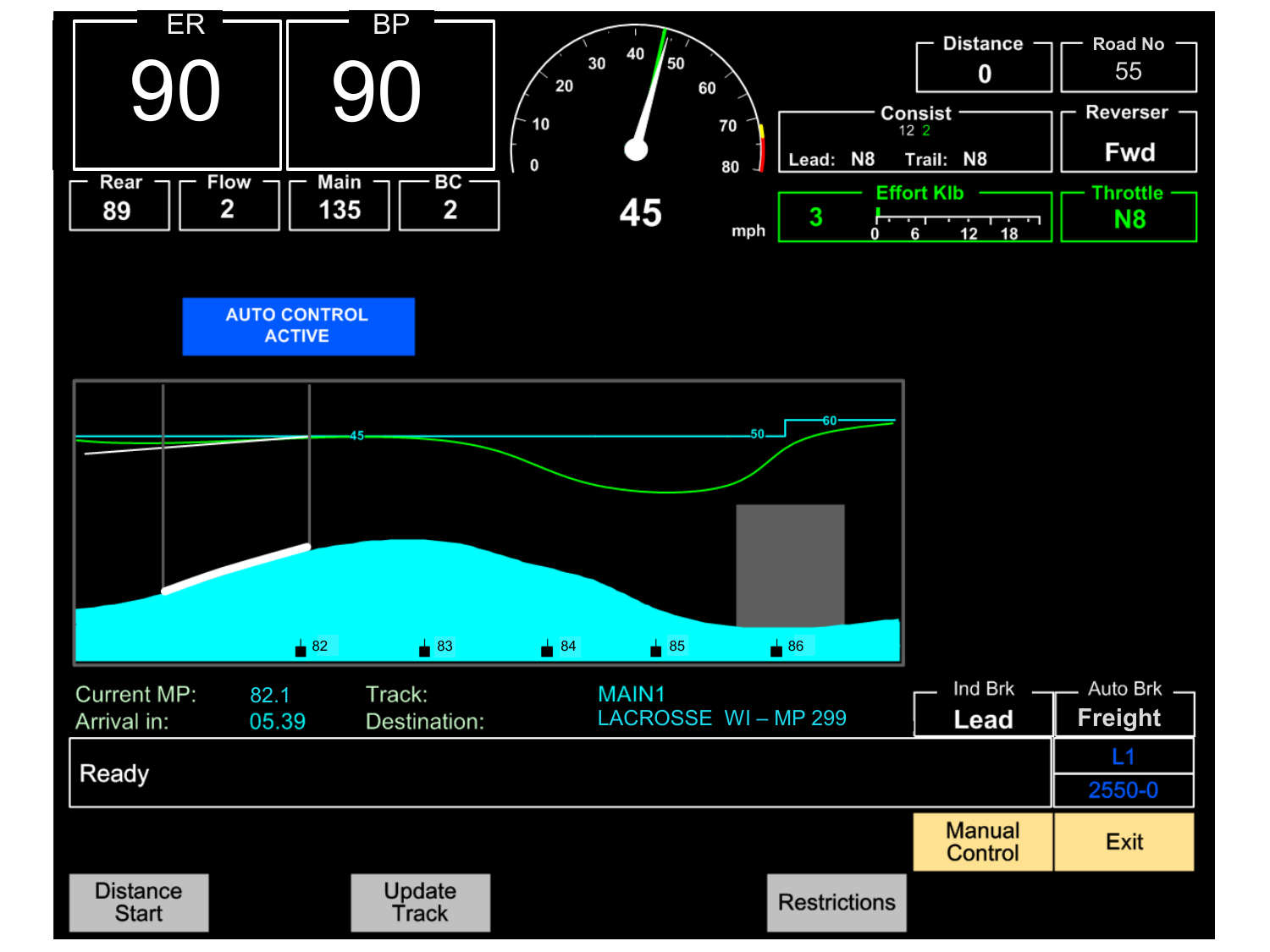| ER | BP |
| --- | --- |
| 90 | 90 |

| Rear | Flow | Main | BC |
| --- | --- | --- | --- |
| 89 | 2 | 135 | 2 |

45 mph

| Distance | Road No |
| --- | --- |
| 0 | 55 |

**Consist** 12 2
Lead: N8 Trail: N8

**Reverser** Fwd

**Effort Klb** 3

**Throttle** N8

AUTO CONTROL ACTIVE

Current MP: 82.1
Arrival in: 05.39
Track: MAIN1
Destination: LACROSSE WI – MP 299

| Ind Brk | Auto Brk |
| --- | --- |
| Lead | Freight |

Ready

L1
2550-0

Manual Control | Exit

Distance Start | Update Track | Restrictions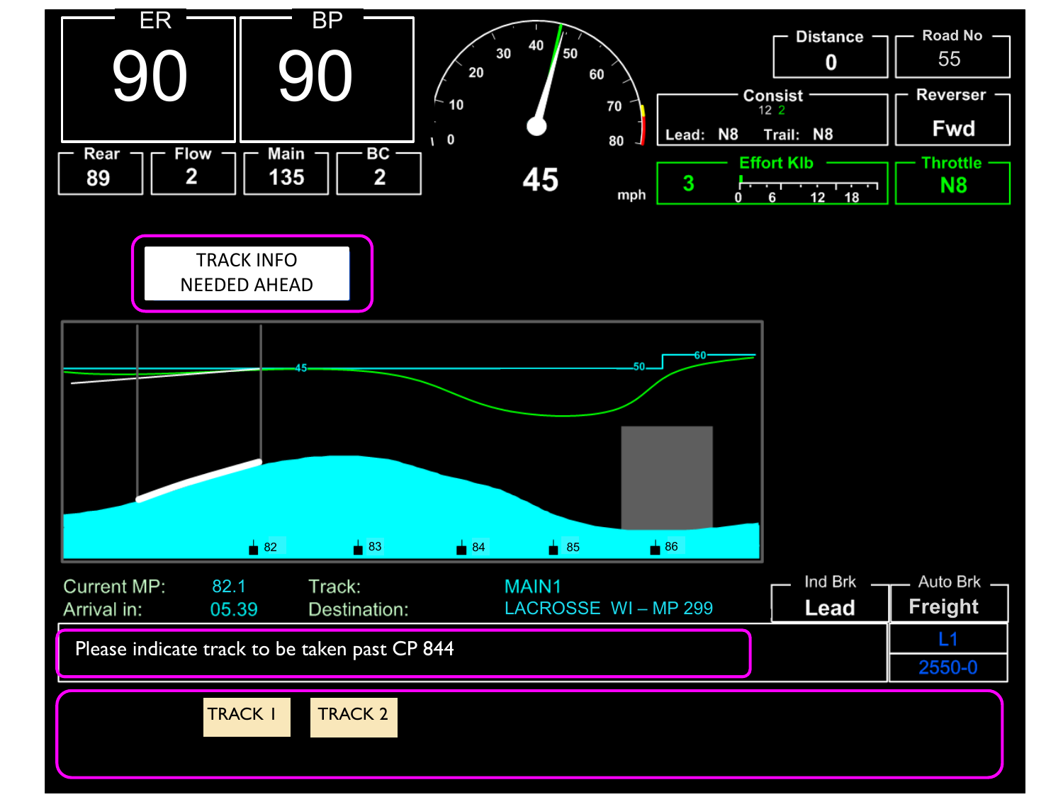| ER | BP |
| --- | --- |
| 90 | 90 |

| Rear | Flow | Main | BC |
| --- | --- | --- | --- |
| 89 | 2 | 135 | 2 |

45 mph

| Distance | Road No |
| --- | --- |
| 0 | 55 |

**Consist**
12 2
Lead: N8 Trail: N8

**Reverser**
Fwd

**Effort Klb**
3
0 6 12 18

**Throttle**
N8

TRACK INFO
NEEDED AHEAD

82 83 84 85 86

| | | | |
| --- | --- | --- | --- |
| Current MP: | 82.1 | Track: | MAIN1 |
| Arrival in: | 05.39 | Destination: | LACROSSE WI – MP 299 |

| Ind Brk | Auto Brk |
| --- | --- |
| Lead | Freight |
| | L1 |
| | 2550-0 |

Please indicate track to be taken past CP 844

TRACK 1 TRACK 2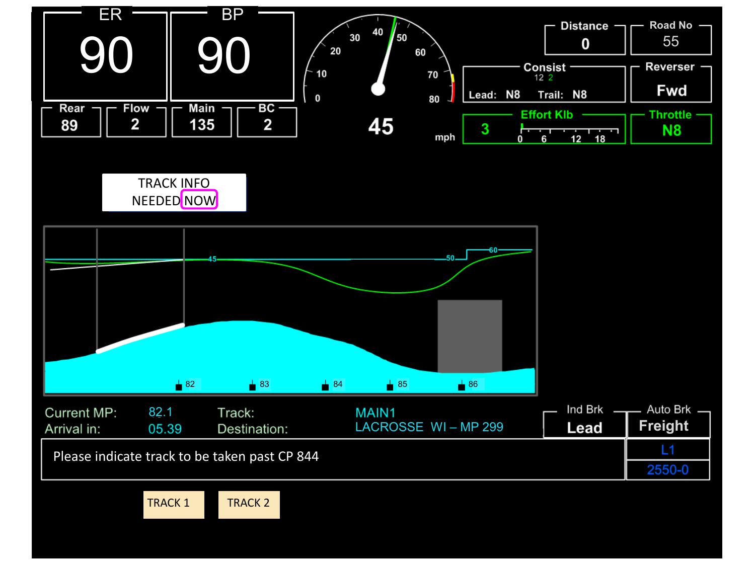| ER | BP |
| --- | --- |
| 90 | 90 |

| Rear | Flow | Main | BC |
| --- | --- | --- | --- |
| 89 | 2 | 135 | 2 |

45 mph

| Distance | Road No |
| --- | --- |
| 0 | 55 |

Consist 12 2

Lead: N8 Trail: N8

Reverser: Fwd

Effort Klb: 3

Throttle: N8

TRACK INFO NEEDED NOW

| | | | |
| --- | --- | --- | --- |
| Current MP: | 82.1 | Track: | MAIN1 |
| Arrival in: | 05.39 | Destination: | LACROSSE WI – MP 299 |

| Ind Brk | Auto Brk |
| --- | --- |
| Lead | Freight |
| | L1 |
| | 2550-0 |

Please indicate track to be taken past CP 844

TRACK 1 TRACK 2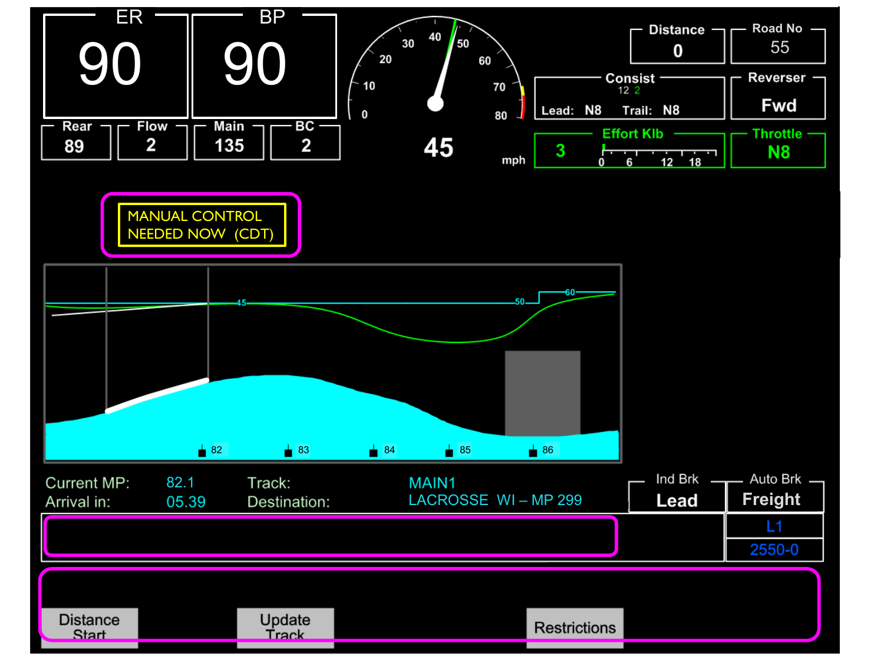| ER | BP |
|---|---|
| 90 | 90 |

| Rear | Flow | Main | BC |
|---|---|---|---|
| 89 | 2 | 135 | 2 |

0 10 20 30 40 50 60 70 80

**45** mph

| Distance | Road No |
|---|---|
| 0 | 55 |

**Consist** 12 2

Lead: N8 Trail: N8

**Reverser** Fwd

**Effort Klb** 3 (0 6 12 18)

**Throttle** N8

MANUAL CONTROL NEEDED NOW (CDT)

45 50 60

82 83 84 85 86

| | | | |
|---|---|---|---|
| Current MP: | 82.1 | Track: | MAIN1 |
| Arrival in: | 05.39 | Destination: | LACROSSE WI – MP 299 |

| Ind Brk | Auto Brk |
|---|---|
| Lead | Freight |

L1

2550-0

Distance Start | Update Track | Restrictions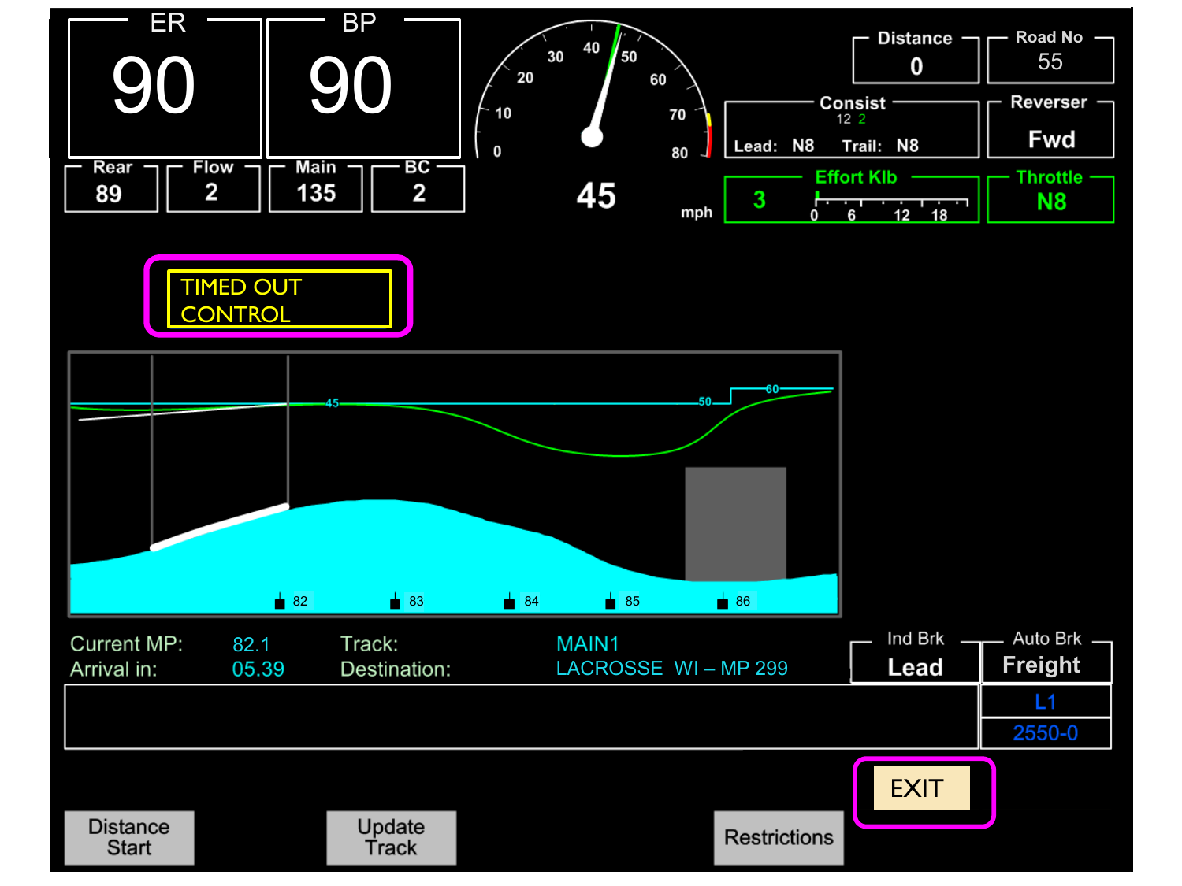ER 90

BP 90

| Rear | Flow | Main | BC |
|---|---|---|---|
| 89 | 2 | 135 | 2 |

45 mph

| Distance | Road No |
|---|---|
| 0 | 55 |

Consist 12 2

Lead: N8 Trail: N8

Reverser: Fwd

Effort Klb: 3

Throttle: N8

TIMED OUT CONTROL

Current MP: 82.1

Arrival in: 05.39

Track: MAIN1

Destination: LACROSSE WI – MP 299

Ind Brk: Lead

Auto Brk: Freight

L1

2550-0

EXIT

Distance Start

Update Track

Restrictions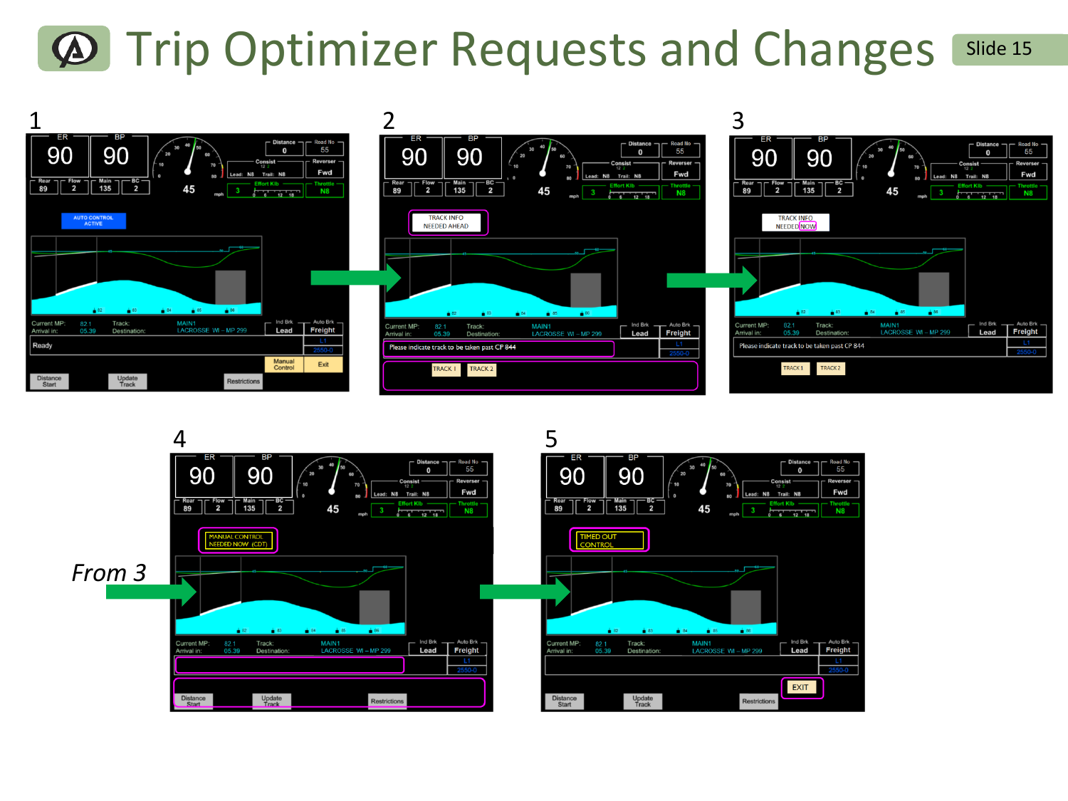# Trip Optimizer Requests and Changes

Slide 15

1

2

3

4

5

*From 3*

**Screen 1**

ER 90 | BP 90 | Rear 89 | Flow 2 | Main 135 | BC 2 | 45 mph | Distance 0 | Road No 55 | Consist | Lead: N8 Trail: N8 | Reverser Fwd | Effort Klb 3 | Throttle N8

AUTO CONTROL ACTIVE

Current MP: 82.1 | Arrival in: 05.39 | Track: | Destination: | MAIN1 | LACROSSE WI – MP 299 | Ind Brk Lead | Auto Brk Freight | L1 | 2550-0

Ready

Manual Control | Exit

Distance Start | Update Track | Restrictions

**Screen 2**

TRACK INFO NEEDED AHEAD

Please indicate track to be taken past CP 844

TRACK 1 | TRACK 2

**Screen 3**

TRACK INFO NEEDED NOW

Please indicate track to be taken past CP 844

TRACK 1 | TRACK 2

**Screen 4**

MANUAL CONTROL NEEDED NOW (CDT)

Distance Start | Update Track | Restrictions

**Screen 5**

TIMED OUT CONTROL

EXIT

Distance Start | Update Track | Restrictions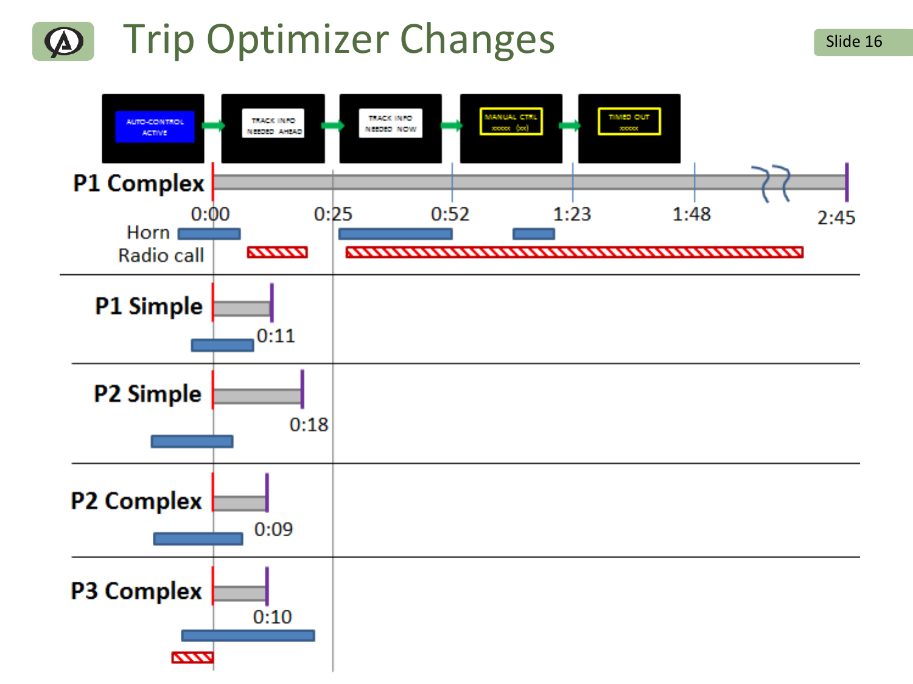# Trip Optimizer Changes

AUTO-CONTROL ACTIVE → TRACK INFO NEEDED AHEAD → TRACK INFO NEEDED NOW → MANUAL CTRL xxxxx (xx) → TIMED OUT xxxxx

**P1 Complex**

0:00 0:25 0:52 1:23 1:48 2:45

Horn

Radio call

**P1 Simple**

0:11

**P2 Simple**

0:18

**P2 Complex**

0:09

**P3 Complex**

0:10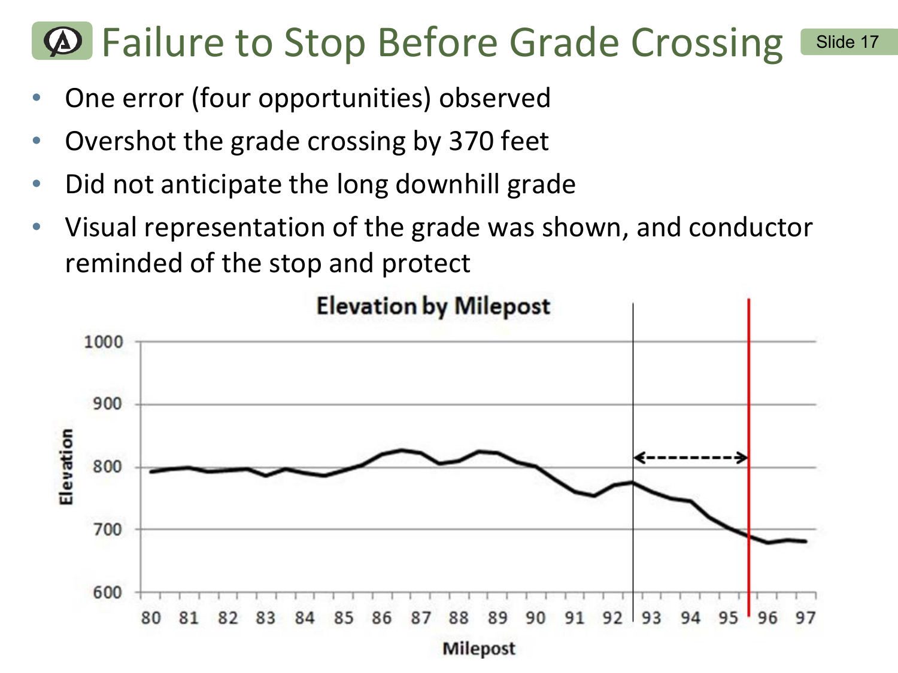# Failure to Stop Before Grade Crossing

- One error (four opportunities) observed
- Overshot the grade crossing by 370 feet
- Did not anticipate the long downhill grade
- Visual representation of the grade was shown, and conductor reminded of the stop and protect

**Elevation by Milepost**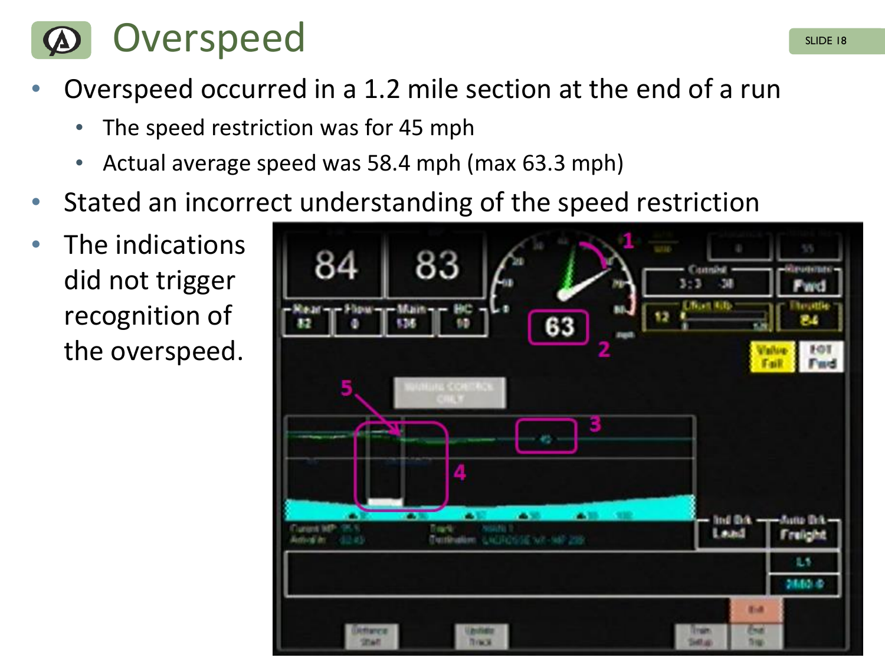# Overspeed

- Overspeed occurred in a 1.2 mile section at the end of a run
  - The speed restriction was for 45 mph
  - Actual average speed was 58.4 mph (max 63.3 mph)
- Stated an incorrect understanding of the speed restriction
- The indications did not trigger recognition of the overspeed.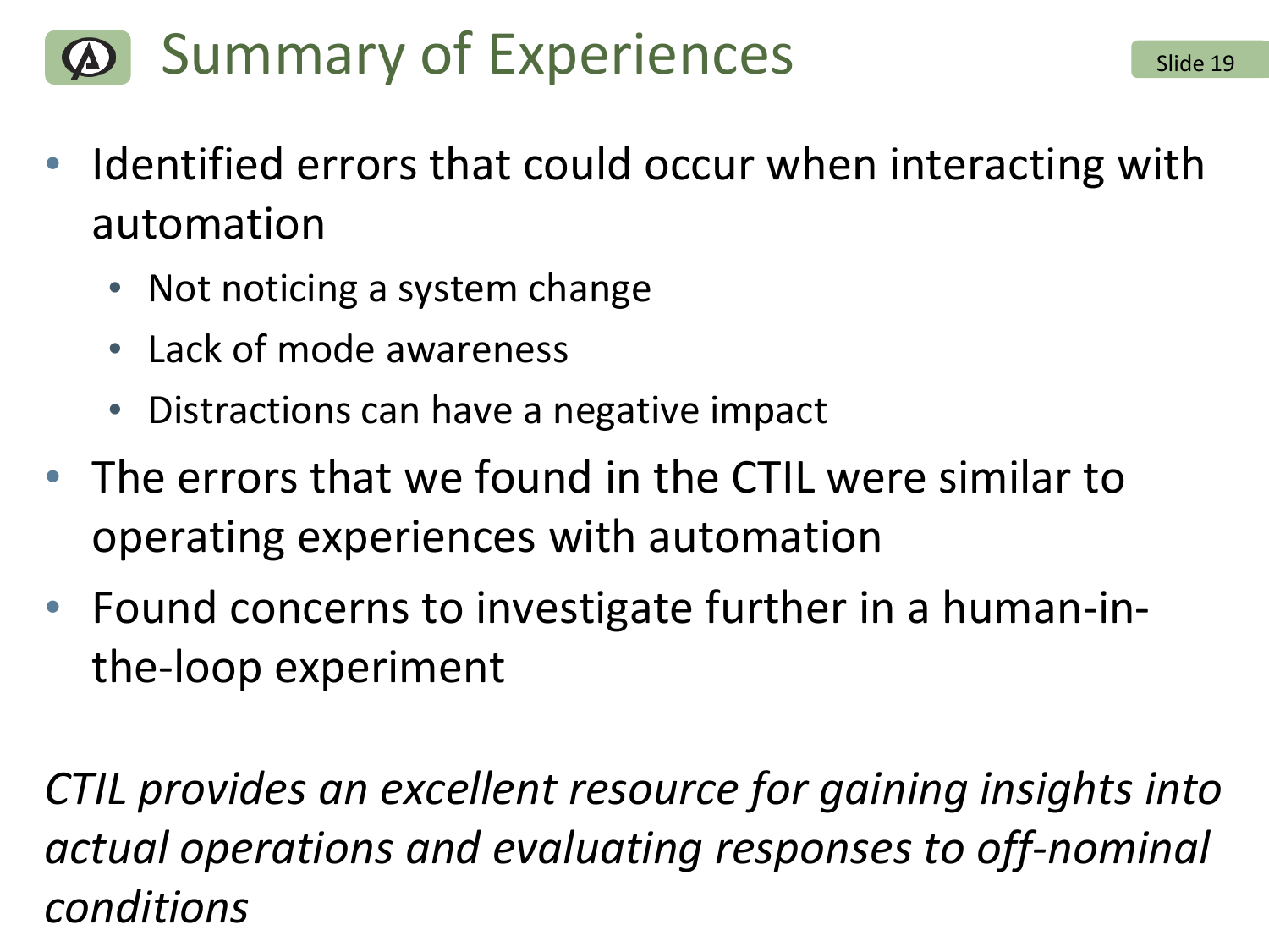# Summary of Experiences

- Identified errors that could occur when interacting with automation
  - Not noticing a system change
  - Lack of mode awareness
  - Distractions can have a negative impact
- The errors that we found in the CTIL were similar to operating experiences with automation
- Found concerns to investigate further in a human-in-the-loop experiment

*CTIL provides an excellent resource for gaining insights into actual operations and evaluating responses to off-nominal conditions*